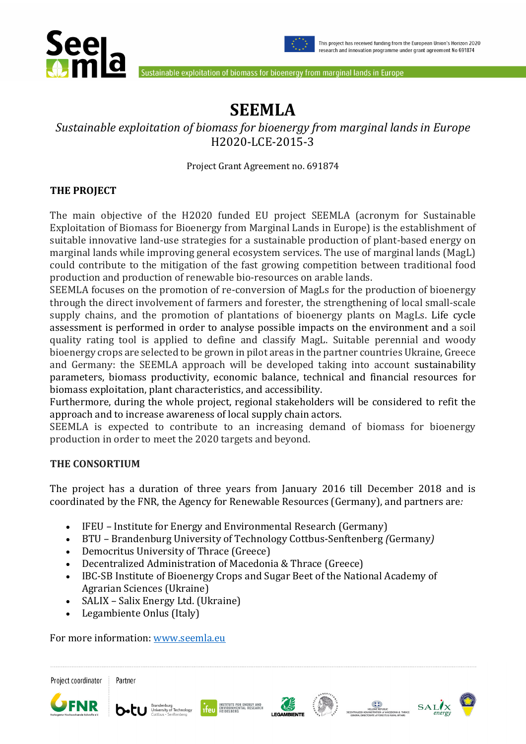# SEEMLA

*Sustainable exploitation of biomass for bioenergy from marginal lands in Europe*
H2020-LCE-2015-3

Project Grant Agreement no. 691874

## THE PROJECT

The main objective of the H2020 funded EU project SEEMLA (acronym for Sustainable Exploitation of Biomass for Bioenergy from Marginal Lands in Europe) is the establishment of suitable innovative land-use strategies for a sustainable production of plant-based energy on marginal lands while improving general ecosystem services. The use of marginal lands (MagL) could contribute to the mitigation of the fast growing competition between traditional food production and production of renewable bio-resources on arable lands.
SEEMLA focuses on the promotion of re-conversion of MagLs for the production of bioenergy through the direct involvement of farmers and forester, the strengthening of local small-scale supply chains, and the promotion of plantations of bioenergy plants on MagLs. Life cycle assessment is performed in order to analyse possible impacts on the environment and a soil quality rating tool is applied to define and classify MagL. Suitable perennial and woody bioenergy crops are selected to be grown in pilot areas in the partner countries Ukraine, Greece and Germany: the SEEMLA approach will be developed taking into account sustainability parameters, biomass productivity, economic balance, technical and financial resources for biomass exploitation, plant characteristics, and accessibility.
Furthermore, during the whole project, regional stakeholders will be considered to refit the approach and to increase awareness of local supply chain actors.
SEEMLA is expected to contribute to an increasing demand of biomass for bioenergy production in order to meet the 2020 targets and beyond.

## THE CONSORTIUM

The project has a duration of three years from January 2016 till December 2018 and is coordinated by the FNR, the Agency for Renewable Resources (Germany), and partners are*:*

- IFEU – Institute for Energy and Environmental Research (Germany)
- BTU – Brandenburg University of Technology Cottbus-Senftenberg *(*Germany*)*
- Democritus University of Thrace (Greece)
- Decentralized Administration of Macedonia & Thrace (Greece)
- IBC-SB Institute of Bioenergy Crops and Sugar Beet of the National Academy of Agrarian Sciences (Ukraine)
- SALIX – Salix Energy Ltd. (Ukraine)
- Legambiente Onlus (Italy)

For more information: [www.seemla.eu](www.seemla.eu)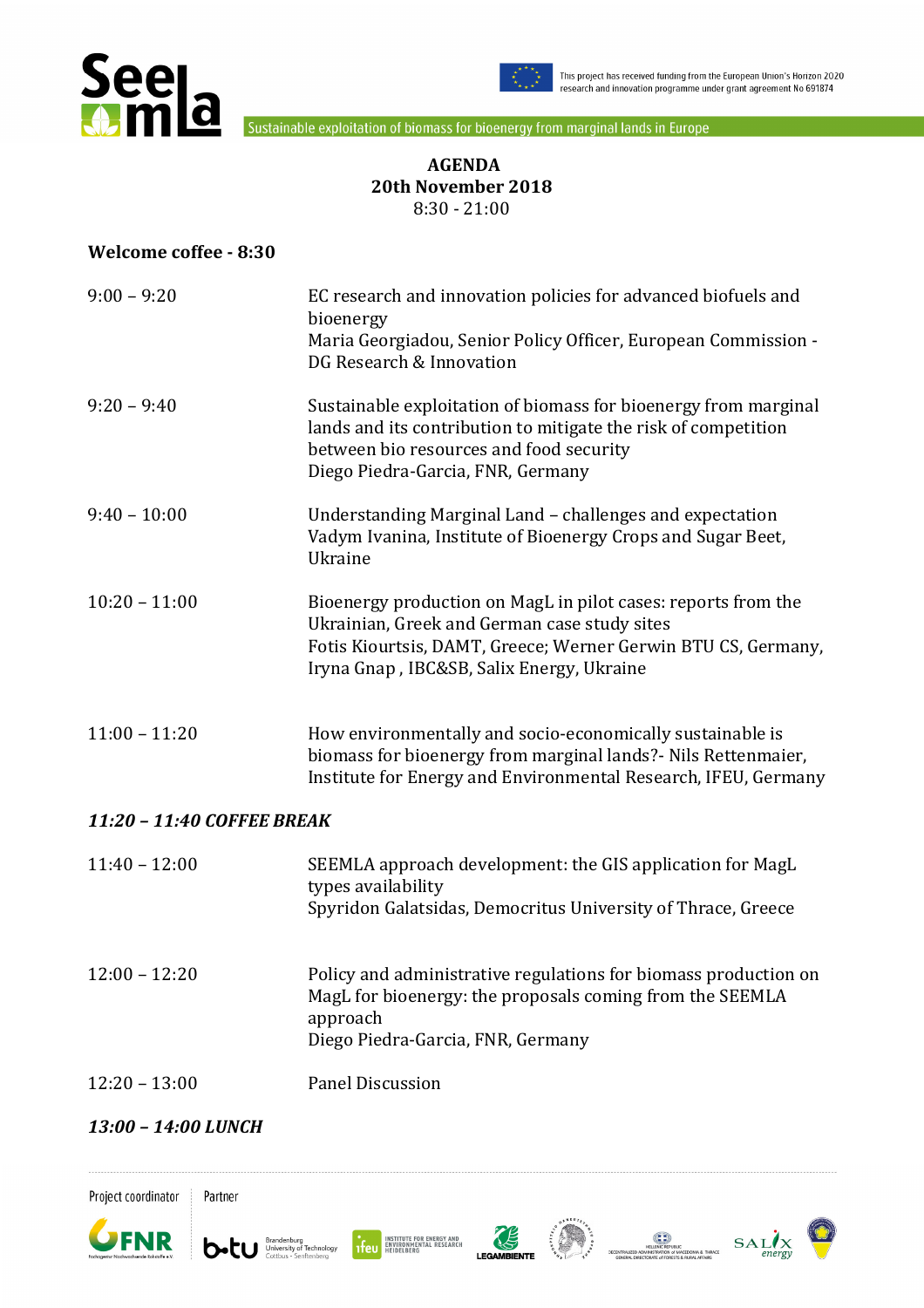**AGENDA**
**20th November 2018**
8:30 - 21:00

**Welcome coffee - 8:30**

| | |
|---|---|
| 9:00 – 9:20 | EC research and innovation policies for advanced biofuels and bioenergy<br>Maria Georgiadou, Senior Policy Officer, European Commission - DG Research & Innovation |
| 9:20 – 9:40 | Sustainable exploitation of biomass for bioenergy from marginal lands and its contribution to mitigate the risk of competition between bio resources and food security<br>Diego Piedra-Garcia, FNR, Germany |
| 9:40 – 10:00 | Understanding Marginal Land – challenges and expectation<br>Vadym Ivanina, Institute of Bioenergy Crops and Sugar Beet, Ukraine |
| 10:20 – 11:00 | Bioenergy production on MagL in pilot cases: reports from the Ukrainian, Greek and German case study sites<br>Fotis Kiourtsis, DAMT, Greece; Werner Gerwin BTU CS, Germany, Iryna Gnap , IBC&SB, Salix Energy, Ukraine |
| 11:00 – 11:20 | How environmentally and socio-economically sustainable is biomass for bioenergy from marginal lands?- Nils Rettenmaier, Institute for Energy and Environmental Research, IFEU, Germany |

***11:20 – 11:40 COFFEE BREAK***

| | |
|---|---|
| 11:40 – 12:00 | SEEMLA approach development: the GIS application for MagL types availability<br>Spyridon Galatsidas, Democritus University of Thrace, Greece |
| 12:00 – 12:20 | Policy and administrative regulations for biomass production on MagL for bioenergy: the proposals coming from the SEEMLA approach<br>Diego Piedra-Garcia, FNR, Germany |
| 12:20 – 13:00 | Panel Discussion |

***13:00 – 14:00 LUNCH***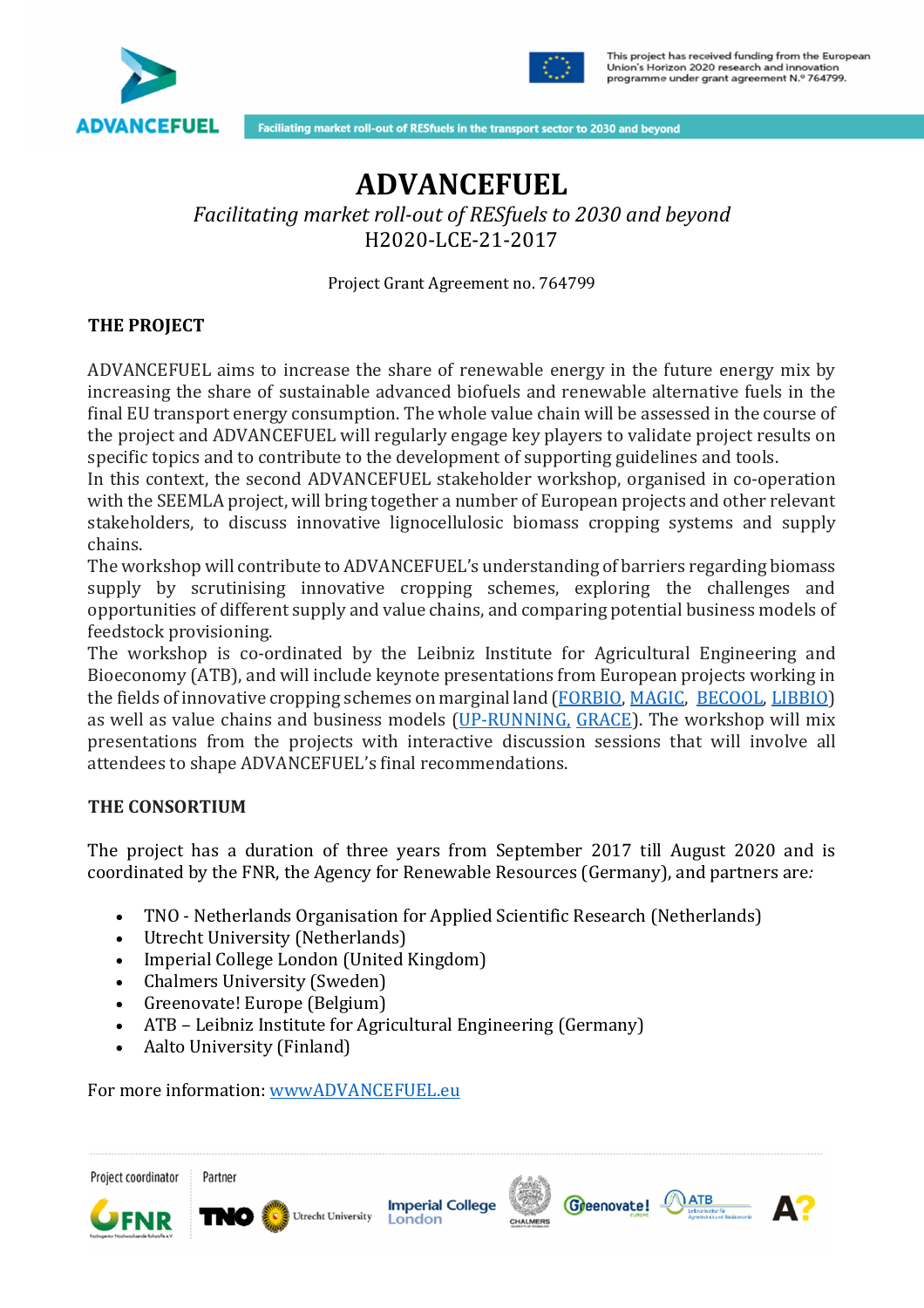# ADVANCEFUEL

*Facilitating market roll-out of RESfuels to 2030 and beyond*
H2020-LCE-21-2017

Project Grant Agreement no. 764799

**THE PROJECT**

ADVANCEFUEL aims to increase the share of renewable energy in the future energy mix by increasing the share of sustainable advanced biofuels and renewable alternative fuels in the final EU transport energy consumption. The whole value chain will be assessed in the course of the project and ADVANCEFUEL will regularly engage key players to validate project results on specific topics and to contribute to the development of supporting guidelines and tools.
In this context, the second ADVANCEFUEL stakeholder workshop, organised in co-operation with the SEEMLA project, will bring together a number of European projects and other relevant stakeholders, to discuss innovative lignocellulosic biomass cropping systems and supply chains.
The workshop will contribute to ADVANCEFUEL's understanding of barriers regarding biomass supply by scrutinising innovative cropping schemes, exploring the challenges and opportunities of different supply and value chains, and comparing potential business models of feedstock provisioning.
The workshop is co-ordinated by the Leibniz Institute for Agricultural Engineering and Bioeconomy (ATB), and will include keynote presentations from European projects working in the fields of innovative cropping schemes on marginal land (FORBIO, MAGIC, BECOOL, LIBBIO) as well as value chains and business models (UP-RUNNING, GRACE). The workshop will mix presentations from the projects with interactive discussion sessions that will involve all attendees to shape ADVANCEFUEL's final recommendations.

**THE CONSORTIUM**

The project has a duration of three years from September 2017 till August 2020 and is coordinated by the FNR, the Agency for Renewable Resources (Germany), and partners are*:*

- TNO - Netherlands Organisation for Applied Scientific Research (Netherlands)
- Utrecht University (Netherlands)
- Imperial College London (United Kingdom)
- Chalmers University (Sweden)
- Greenovate! Europe (Belgium)
- ATB – Leibniz Institute for Agricultural Engineering (Germany)
- Aalto University (Finland)

For more information: wwwADVANCEFUEL.eu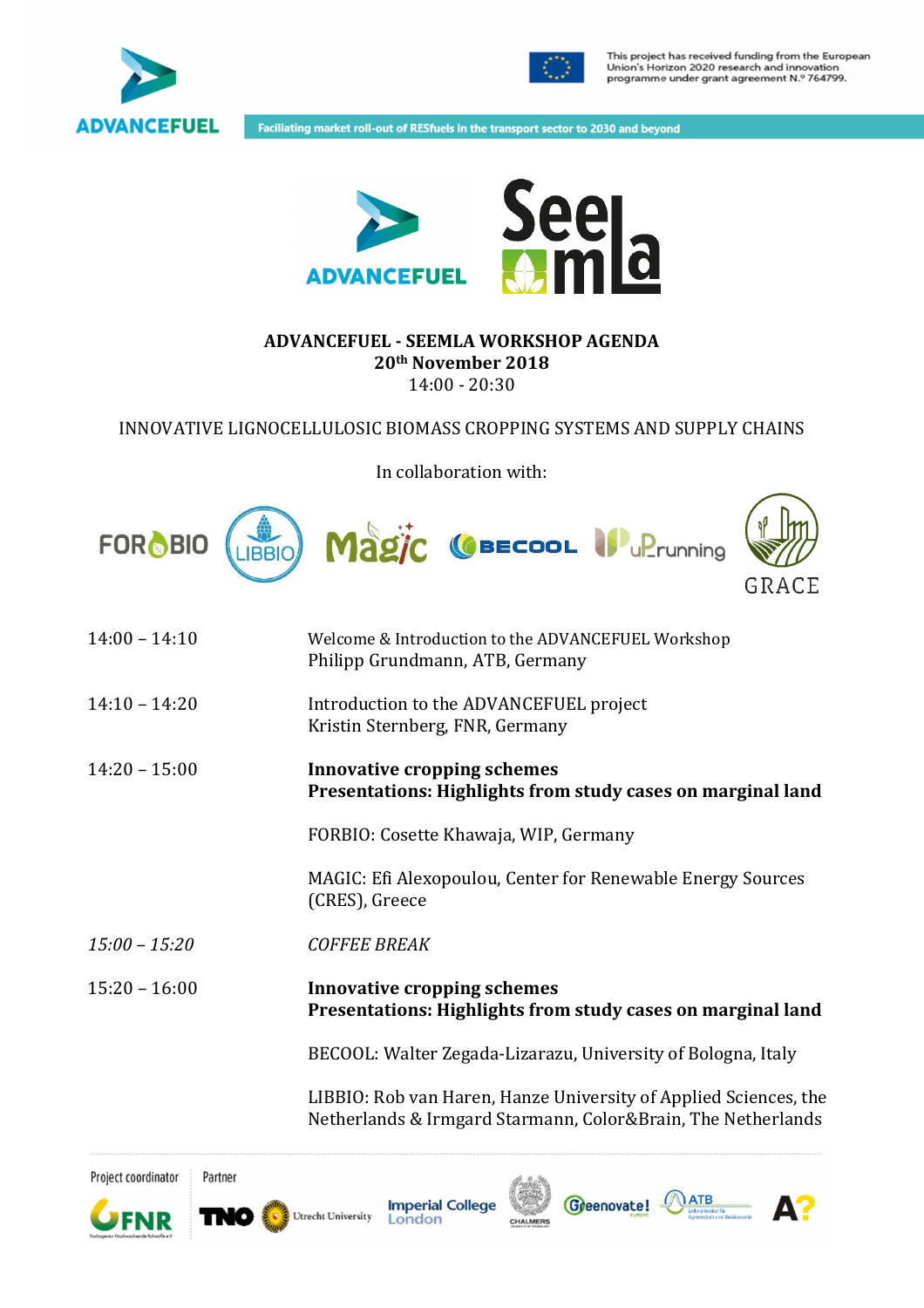This project has received funding from the European Union's Horizon 2020 research and innovation programme under grant agreement N.º 764799.

Faciliating market roll-out of RESfuels in the transport sector to 2030 and beyond

**ADVANCEFUEL - SEEMLA WORKSHOP AGENDA**
**20th November 2018**
14:00 - 20:30

INNOVATIVE LIGNOCELLULOSIC BIOMASS CROPPING SYSTEMS AND SUPPLY CHAINS

In collaboration with:

FORBIO, LIBBIO, Magic, BECOOL, uP_running, GRACE

| | |
|---|---|
| 14:00 – 14:10 | Welcome & Introduction to the ADVANCEFUEL Workshop<br>Philipp Grundmann, ATB, Germany |
| 14:10 – 14:20 | Introduction to the ADVANCEFUEL project<br>Kristin Sternberg, FNR, Germany |
| 14:20 – 15:00 | **Innovative cropping schemes**<br>**Presentations: Highlights from study cases on marginal land**<br><br>FORBIO: Cosette Khawaja, WIP, Germany<br><br>MAGIC: Efi Alexopoulou, Center for Renewable Energy Sources (CRES), Greece |
| *15:00 – 15:20* | *COFFEE BREAK* |
| 15:20 – 16:00 | **Innovative cropping schemes**<br>**Presentations: Highlights from study cases on marginal land**<br><br>BECOOL: Walter Zegada-Lizarazu, University of Bologna, Italy<br><br>LIBBIO: Rob van Haren, Hanze University of Applied Sciences, the Netherlands & Irmgard Starmann, Color&Brain, The Netherlands |

Project coordinator: FNR
Partner: TNO, Utrecht University, Imperial College London, Chalmers, Greenovate! Europe, ATB, A?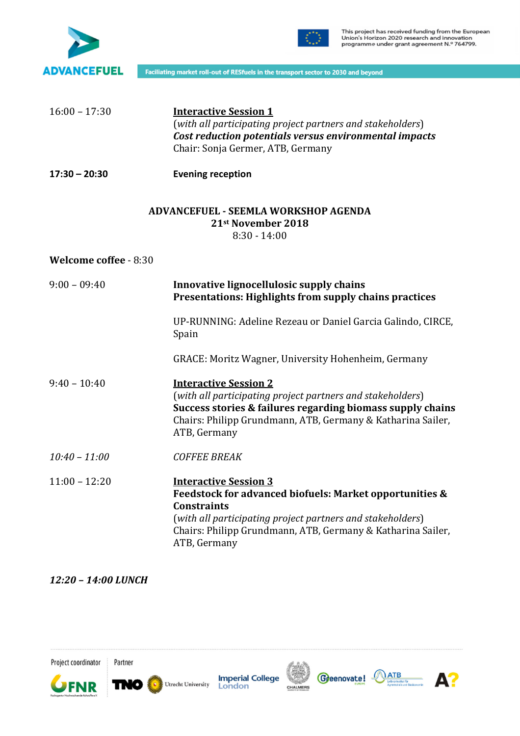| | |
|---|---|
| 16:00 – 17:30 | **Interactive Session 1**<br>(*with all participating project partners and stakeholders*)<br>***Cost reduction potentials versus environmental impacts***<br>Chair: Sonja Germer, ATB, Germany |
| **17:30 – 20:30** | **Evening reception** |

**ADVANCEFUEL - SEEMLA WORKSHOP AGENDA**
**21st November 2018**
8:30 - 14:00

**Welcome coffee** - 8:30

| | |
|---|---|
| 9:00 – 09:40 | **Innovative lignocellulosic supply chains**<br>**Presentations: Highlights from supply chains practices**<br><br>UP-RUNNING: Adeline Rezeau or Daniel Garcia Galindo, CIRCE, Spain<br><br>GRACE: Moritz Wagner, University Hohenheim, Germany |
| 9:40 – 10:40 | **Interactive Session 2**<br>(*with all participating project partners and stakeholders*)<br>**Success stories & failures regarding biomass supply chains**<br>Chairs: Philipp Grundmann, ATB, Germany & Katharina Sailer, ATB, Germany |
| *10:40 – 11:00* | *COFFEE BREAK* |
| 11:00 – 12:20 | **Interactive Session 3**<br>**Feedstock for advanced biofuels: Market opportunities & Constraints**<br>(*with all participating project partners and stakeholders*)<br>Chairs: Philipp Grundmann, ATB, Germany & Katharina Sailer, ATB, Germany |

***12:20 – 14:00 LUNCH***